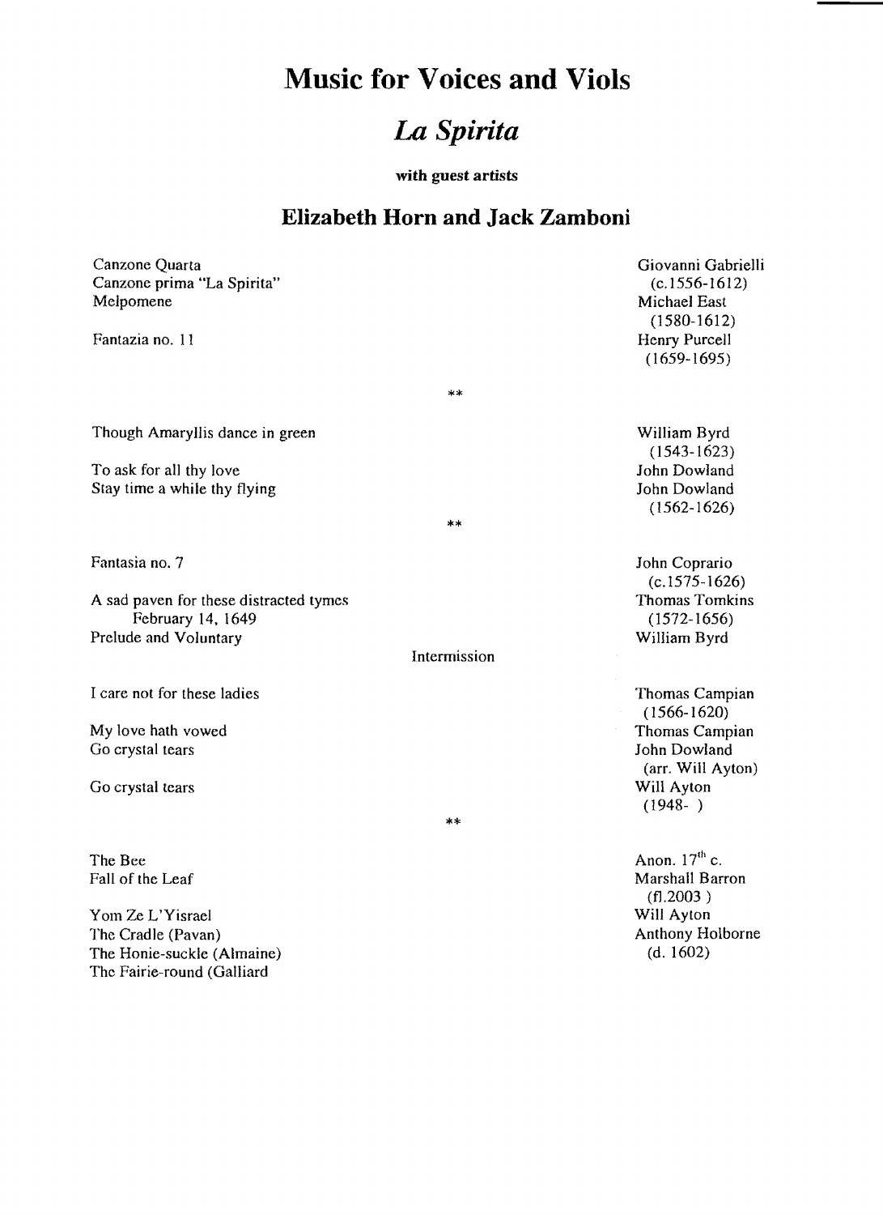# Music for Voices and Viols

## *La Spirita*

**with guest artists**

## Elizabeth Horn and Jack Zamboni

| Piece | Composer |
|---|---|
| Canzone Quarta | Giovanni Gabrielli (c.1556-1612) |
| Canzone prima "La Spirita" | |
| Melpomene | Michael East (1580-1612) |
| Fantazia no. 11 | Henry Purcell (1659-1695) |

**

| Piece | Composer |
|---|---|
| Though Amaryllis dance in green | William Byrd (1543-1623) |
| To ask for all thy love | John Dowland |
| Stay time a while thy flying | John Dowland (1562-1626) |

**

| Piece | Composer |
|---|---|
| Fantasia no. 7 | John Coprario (c.1575-1626) |
| A sad paven for these distracted tymes February 14, 1649 | Thomas Tomkins (1572-1656) |
| Prelude and Voluntary | William Byrd |

Intermission

| Piece | Composer |
|---|---|
| I care not for these ladies | Thomas Campian (1566-1620) |
| My love hath vowed | Thomas Campian |
| Go crystal tears | John Dowland (arr. Will Ayton) |
| Go crystal tears | Will Ayton (1948- ) |

**

| Piece | Composer |
|---|---|
| The Bee | Anon. 17th c. |
| Fall of the Leaf | Marshall Barron (fl.2003 ) |
| Yom Ze L'Yisrael | Will Ayton |
| The Cradle (Pavan) | Anthony Holborne (d. 1602) |
| The Honie-suckle (Almaine) | |
| The Fairie-round (Galliard | |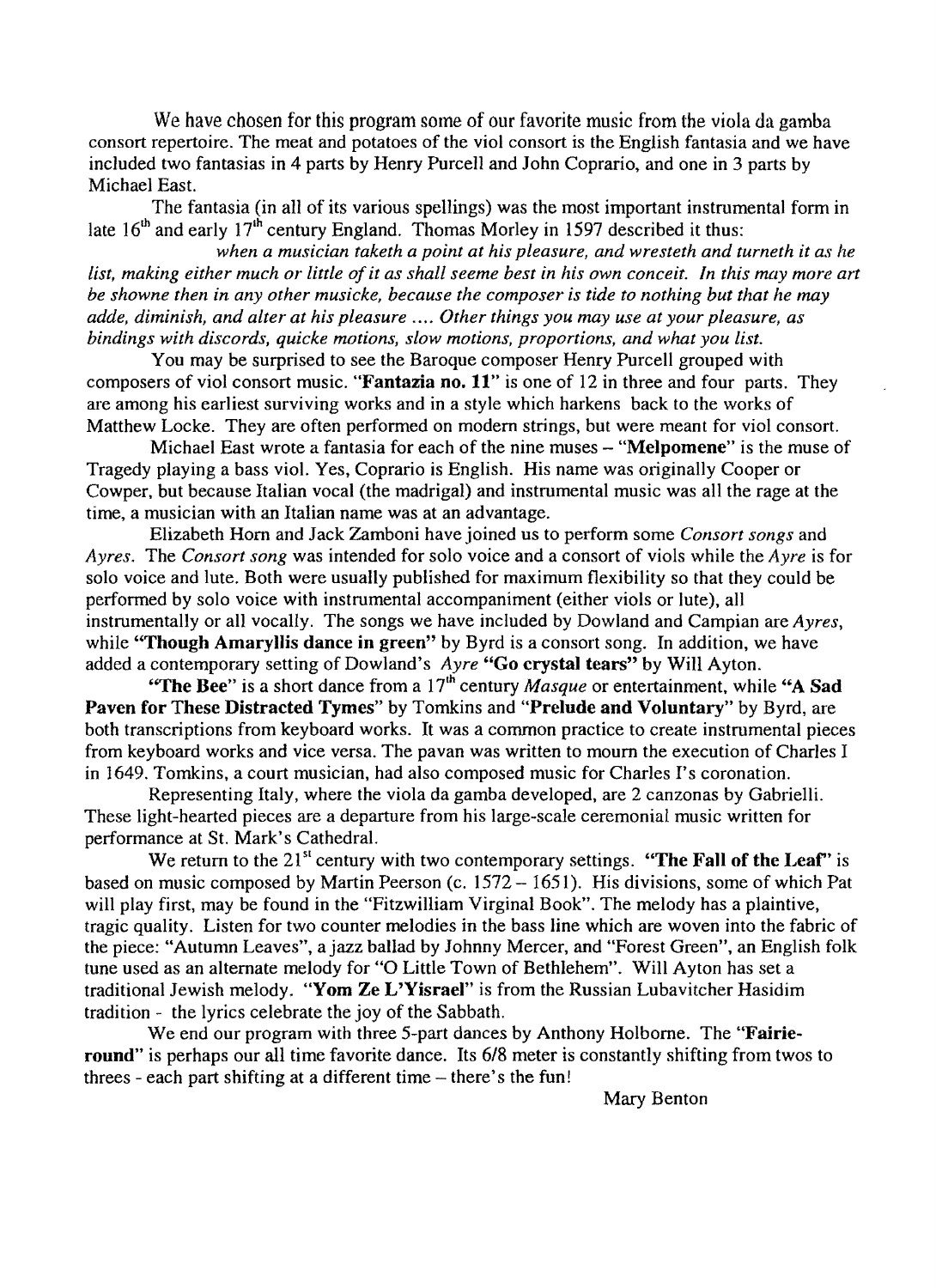We have chosen for this program some of our favorite music from the viola da gamba consort repertoire. The meat and potatoes of the viol consort is the English fantasia and we have included two fantasias in 4 parts by Henry Purcell and John Coprario, and one in 3 parts by Michael East.

The fantasia (in all of its various spellings) was the most important instrumental form in late 16th and early 17th century England. Thomas Morley in 1597 described it thus:

*when a musician taketh a point at his pleasure, and wresteth and turneth it as he list, making either much or little of it as shall seeme best in his own conceit. In this may more art be showne then in any other musicke, because the composer is tide to nothing but that he may adde, diminish, and alter at his pleasure .... Other things you may use at your pleasure, as bindings with discords, quicke motions, slow motions, proportions, and what you list.*

You may be surprised to see the Baroque composer Henry Purcell grouped with composers of viol consort music. "**Fantazia no. 11**" is one of 12 in three and four parts. They are among his earliest surviving works and in a style which harkens back to the works of Matthew Locke. They are often performed on modern strings, but were meant for viol consort.

Michael East wrote a fantasia for each of the nine muses – "**Melpomene**" is the muse of Tragedy playing a bass viol. Yes, Coprario is English. His name was originally Cooper or Cowper, but because Italian vocal (the madrigal) and instrumental music was all the rage at the time, a musician with an Italian name was at an advantage.

Elizabeth Horn and Jack Zamboni have joined us to perform some *Consort songs* and *Ayres*. The *Consort song* was intended for solo voice and a consort of viols while the *Ayre* is for solo voice and lute. Both were usually published for maximum flexibility so that they could be performed by solo voice with instrumental accompaniment (either viols or lute), all instrumentally or all vocally. The songs we have included by Dowland and Campian are *Ayres*, while **"Though Amaryllis dance in green"** by Byrd is a consort song. In addition, we have added a contemporary setting of Dowland's *Ayre* **"Go crystal tears"** by Will Ayton.

**"The Bee"** is a short dance from a 17th century *Masque* or entertainment, while **"A Sad Paven for These Distracted Tymes"** by Tomkins and "**Prelude and Voluntary**" by Byrd, are both transcriptions from keyboard works. It was a common practice to create instrumental pieces from keyboard works and vice versa. The pavan was written to mourn the execution of Charles I in 1649. Tomkins, a court musician, had also composed music for Charles I's coronation.

Representing Italy, where the viola da gamba developed, are 2 canzonas by Gabrielli. These light-hearted pieces are a departure from his large-scale ceremonial music written for performance at St. Mark's Cathedral.

We return to the 21st century with two contemporary settings. **"The Fall of the Leaf"** is based on music composed by Martin Peerson (c. 1572 – 1651). His divisions, some of which Pat will play first, may be found in the "Fitzwilliam Virginal Book". The melody has a plaintive, tragic quality. Listen for two counter melodies in the bass line which are woven into the fabric of the piece: "Autumn Leaves", a jazz ballad by Johnny Mercer, and "Forest Green", an English folk tune used as an alternate melody for "O Little Town of Bethlehem". Will Ayton has set a traditional Jewish melody. "**Yom Ze L'Yisrael**" is from the Russian Lubavitcher Hasidim tradition - the lyrics celebrate the joy of the Sabbath.

We end our program with three 5-part dances by Anthony Holborne. The "**Fairie-round**" is perhaps our all time favorite dance. Its 6/8 meter is constantly shifting from twos to threes - each part shifting at a different time – there's the fun!

Mary Benton